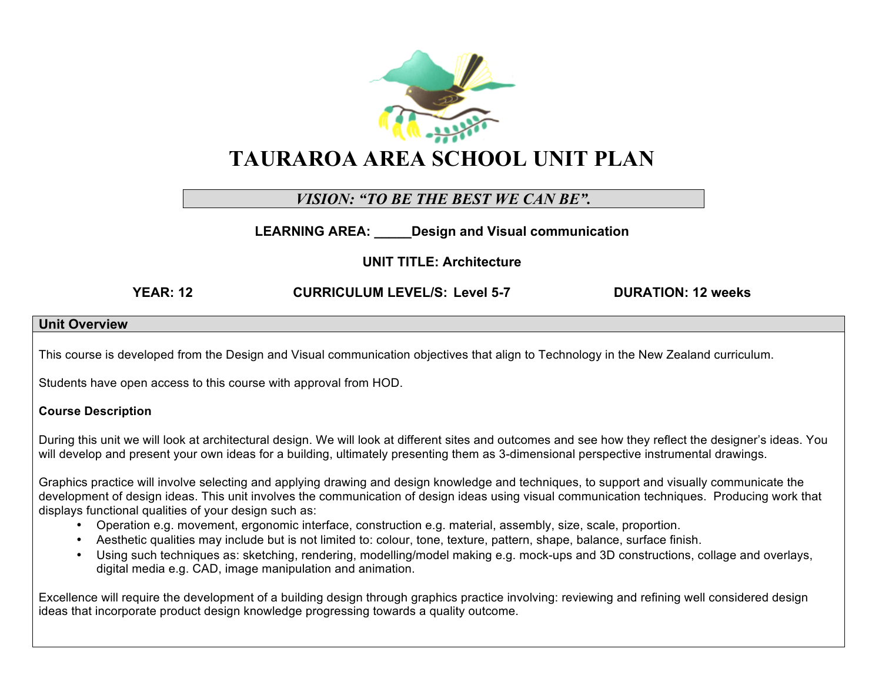# TAURAROA AREA SCHOOL UNIT PLAN

*VISION: "TO BE THE BEST WE CAN BE".*

**LEARNING AREA: _____Design and Visual communication**

**UNIT TITLE: Architecture**

**YEAR: 12** **CURRICULUM LEVEL/S: Level 5-7** **DURATION: 12 weeks**

## Unit Overview

This course is developed from the Design and Visual communication objectives that align to Technology in the New Zealand curriculum.

Students have open access to this course with approval from HOD.

**Course Description**

During this unit we will look at architectural design. We will look at different sites and outcomes and see how they reflect the designer's ideas. You will develop and present your own ideas for a building, ultimately presenting them as 3-dimensional perspective instrumental drawings.

Graphics practice will involve selecting and applying drawing and design knowledge and techniques, to support and visually communicate the development of design ideas. This unit involves the communication of design ideas using visual communication techniques. Producing work that displays functional qualities of your design such as:

- Operation e.g. movement, ergonomic interface, construction e.g. material, assembly, size, scale, proportion.
- Aesthetic qualities may include but is not limited to: colour, tone, texture, pattern, shape, balance, surface finish.
- Using such techniques as: sketching, rendering, modelling/model making e.g. mock-ups and 3D constructions, collage and overlays, digital media e.g. CAD, image manipulation and animation.

Excellence will require the development of a building design through graphics practice involving: reviewing and refining well considered design ideas that incorporate product design knowledge progressing towards a quality outcome.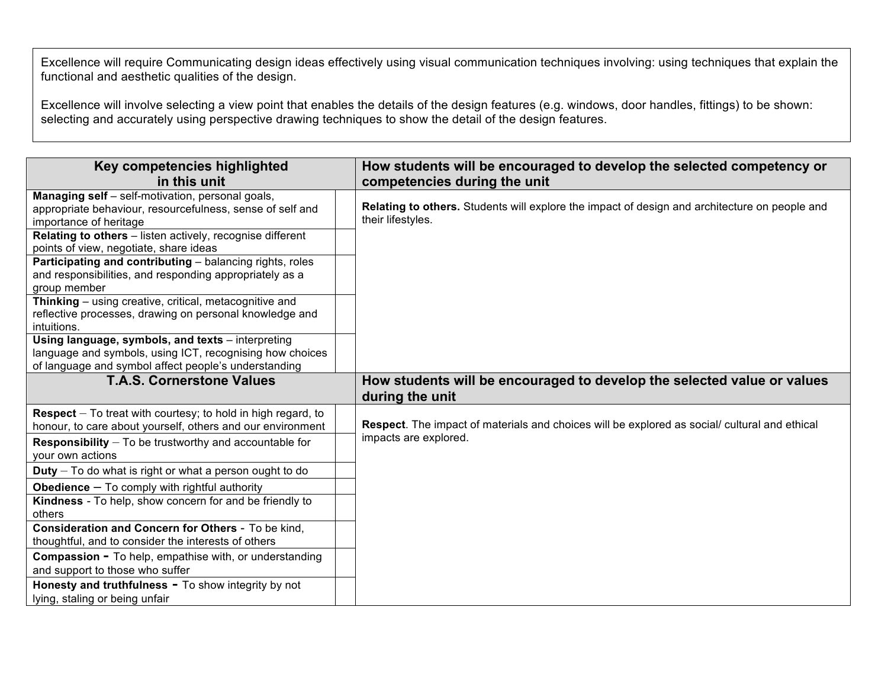Excellence will require Communicating design ideas effectively using visual communication techniques involving: using techniques that explain the functional and aesthetic qualities of the design.

Excellence will involve selecting a view point that enables the details of the design features (e.g. windows, door handles, fittings) to be shown: selecting and accurately using perspective drawing techniques to show the detail of the design features.

| Key competencies highlighted in this unit | | How students will be encouraged to develop the selected competency or competencies during the unit |
|---|---|---|
| **Managing self** – self-motivation, personal goals, appropriate behaviour, resourcefulness, sense of self and importance of heritage | | **Relating to others.** Students will explore the impact of design and architecture on people and their lifestyles. |
| **Relating to others** – listen actively, recognise different points of view, negotiate, share ideas | | |
| **Participating and contributing** – balancing rights, roles and responsibilities, and responding appropriately as a group member | | |
| **Thinking** – using creative, critical, metacognitive and reflective processes, drawing on personal knowledge and intuitions. | | |
| **Using language, symbols, and texts** – interpreting language and symbols, using ICT, recognising how choices of language and symbol affect people's understanding | | |
| **T.A.S. Cornerstone Values** | | **How students will be encouraged to develop the selected value or values during the unit** |
| **Respect** – To treat with courtesy; to hold in high regard, to honour, to care about yourself, others and our environment | | **Respect**. The impact of materials and choices will be explored as social/ cultural and ethical impacts are explored. |
| **Responsibility** – To be trustworthy and accountable for your own actions | | |
| **Duty** – To do what is right or what a person ought to do | | |
| **Obedience** – To comply with rightful authority | | |
| **Kindness** - To help, show concern for and be friendly to others | | |
| **Consideration and Concern for Others** - To be kind, thoughtful, and to consider the interests of others | | |
| **Compassion** - To help, empathise with, or understanding and support to those who suffer | | |
| **Honesty and truthfulness** - To show integrity by not lying, staling or being unfair | | |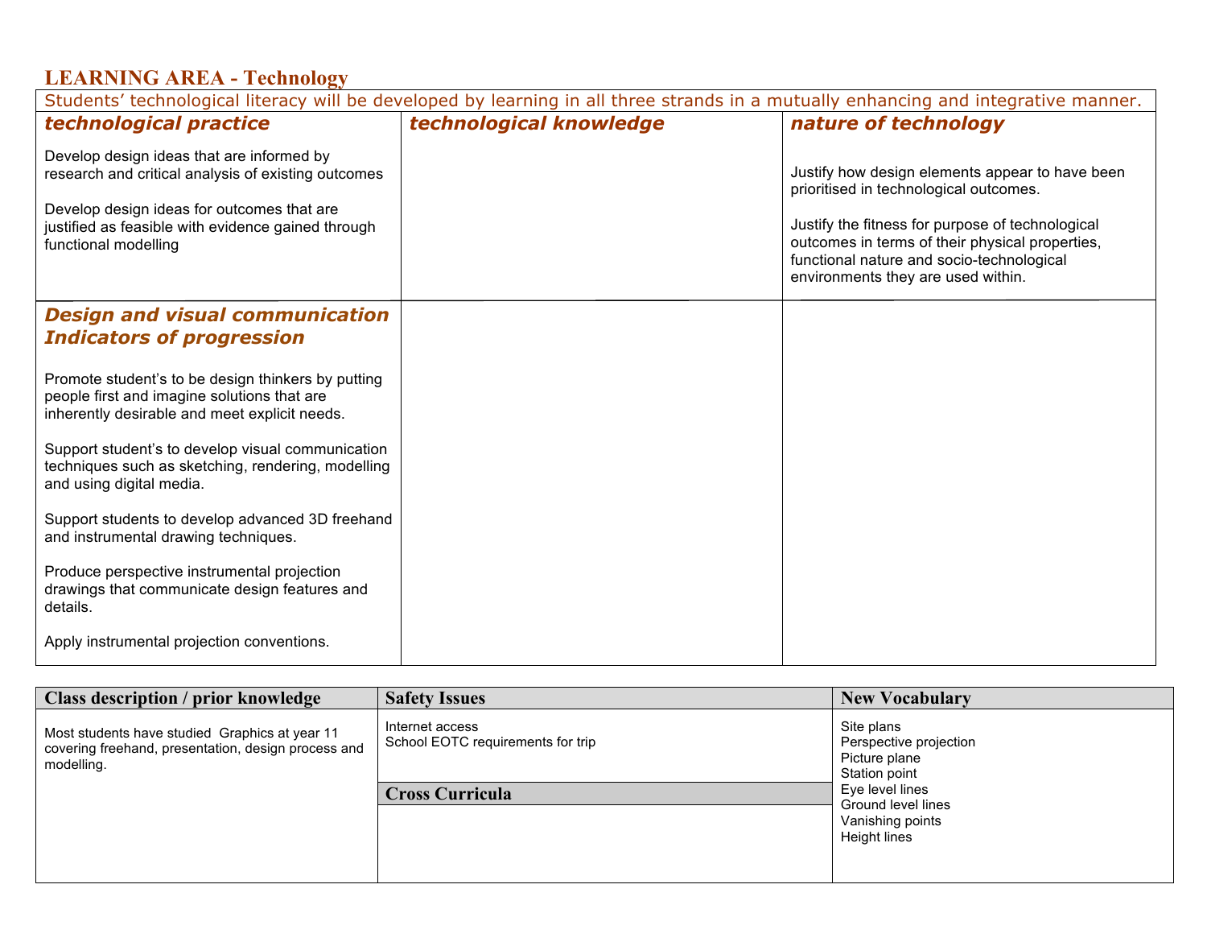## LEARNING AREA - Technology

| Students' technological literacy will be developed by learning in all three strands in a mutually enhancing and integrative manner. | | |
|---|---|---|
| ***technological practice*** | ***technological knowledge*** | ***nature of technology*** |
| Develop design ideas that are informed by research and critical analysis of existing outcomes<br><br>Develop design ideas for outcomes that are justified as feasible with evidence gained through functional modelling | | Justify how design elements appear to have been prioritised in technological outcomes.<br><br>Justify the fitness for purpose of technological outcomes in terms of their physical properties, functional nature and socio-technological environments they are used within. |
| ***Design and visual communication Indicators of progression***<br><br>Promote student's to be design thinkers by putting people first and imagine solutions that are inherently desirable and meet explicit needs.<br><br>Support student's to develop visual communication techniques such as sketching, rendering, modelling and using digital media.<br><br>Support students to develop advanced 3D freehand and instrumental drawing techniques.<br><br>Produce perspective instrumental projection drawings that communicate design features and details.<br><br>Apply instrumental projection conventions. | | |

| **Class description / prior knowledge** | **Safety Issues** | **New Vocabulary** |
|---|---|---|
| Most students have studied Graphics at year 11 covering freehand, presentation, design process and modelling. | Internet access<br>School EOTC requirements for trip<br><br>**Cross Curricula** | Site plans<br>Perspective projection<br>Picture plane<br>Station point<br>Eye level lines<br>Ground level lines<br>Vanishing points<br>Height lines |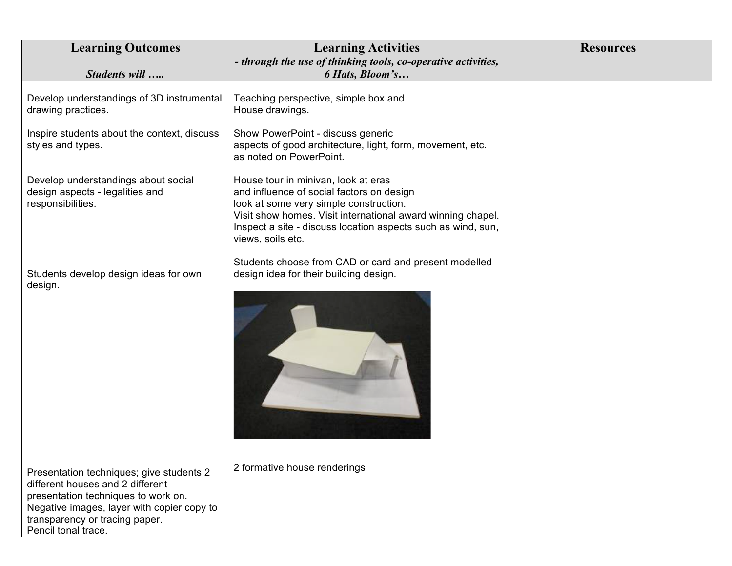| **Learning Outcomes**<br><br>***Students will …..*** | **Learning Activities**<br>***- through the use of thinking tools, co-operative activities, 6 Hats, Bloom's…*** | **Resources** |
|---|---|---|
| Develop understandings of 3D instrumental drawing practices. | Teaching perspective, simple box and House drawings. | |
| Inspire students about the context, discuss styles and types. | Show PowerPoint - discuss generic aspects of good architecture, light, form, movement, etc. as noted on PowerPoint. | |
| Develop understandings about social design aspects - legalities and responsibilities. | House tour in minivan, look at eras and influence of social factors on design look at some very simple construction.<br>Visit show homes. Visit international award winning chapel.<br>Inspect a site - discuss location aspects such as wind, sun, views, soils etc. | |
| Students develop design ideas for own design. | Students choose from CAD or card and present modelled design idea for their building design. | |
| Presentation techniques; give students 2 different houses and 2 different presentation techniques to work on.<br>Negative images, layer with copier copy to transparency or tracing paper.<br>Pencil tonal trace. | 2 formative house renderings | |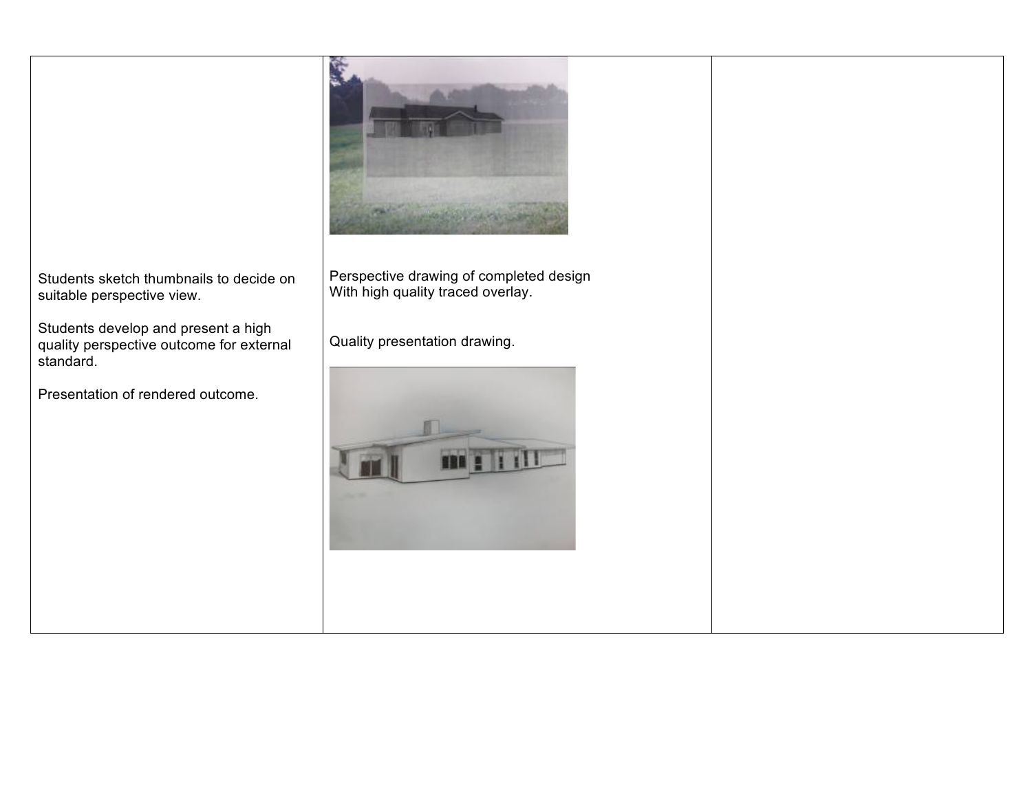| | | |
|---|---|---|
| Students sketch thumbnails to decide on suitable perspective view.<br><br>Students develop and present a high quality perspective outcome for external standard.<br><br>Presentation of rendered outcome. | Perspective drawing of completed design<br>With high quality traced overlay.<br><br>Quality presentation drawing. | |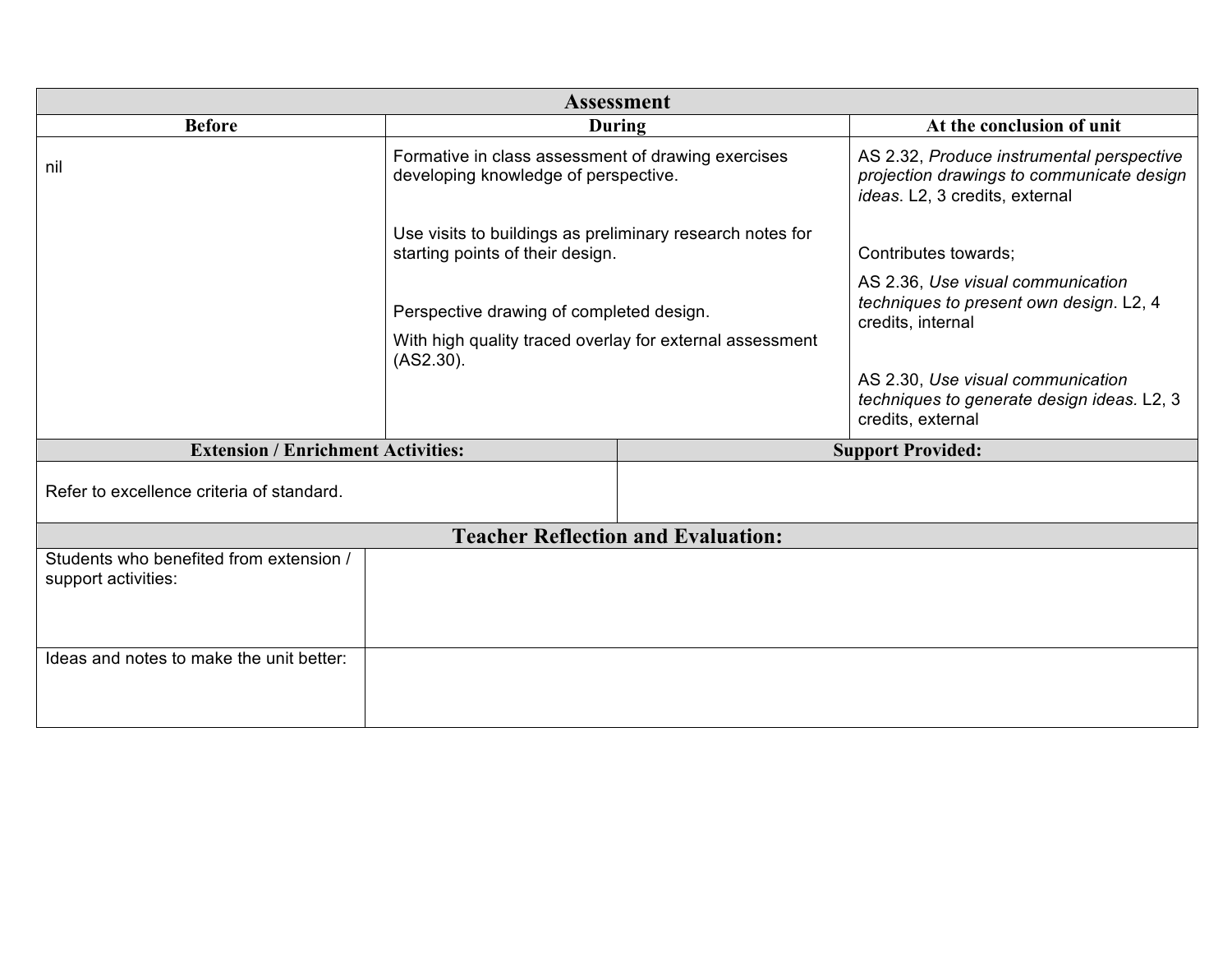## Assessment

| Before | During | At the conclusion of unit |
|---|---|---|
| nil | Formative in class assessment of drawing exercises developing knowledge of perspective.<br><br>Use visits to buildings as preliminary research notes for starting points of their design.<br><br>Perspective drawing of completed design.<br>With high quality traced overlay for external assessment (AS2.30). | AS 2.32, *Produce instrumental perspective projection drawings to communicate design ideas*. L2, 3 credits, external<br><br>Contributes towards;<br>AS 2.36, *Use visual communication techniques to present own design*. L2, 4 credits, internal<br><br>AS 2.30, *Use visual communication techniques to generate design ideas.* L2, 3 credits, external |

| Extension / Enrichment Activities: | Support Provided: |
|---|---|
| Refer to excellence criteria of standard. | |

## Teacher Reflection and Evaluation:

| | |
|---|---|
| Students who benefited from extension / support activities: | |
| Ideas and notes to make the unit better: | |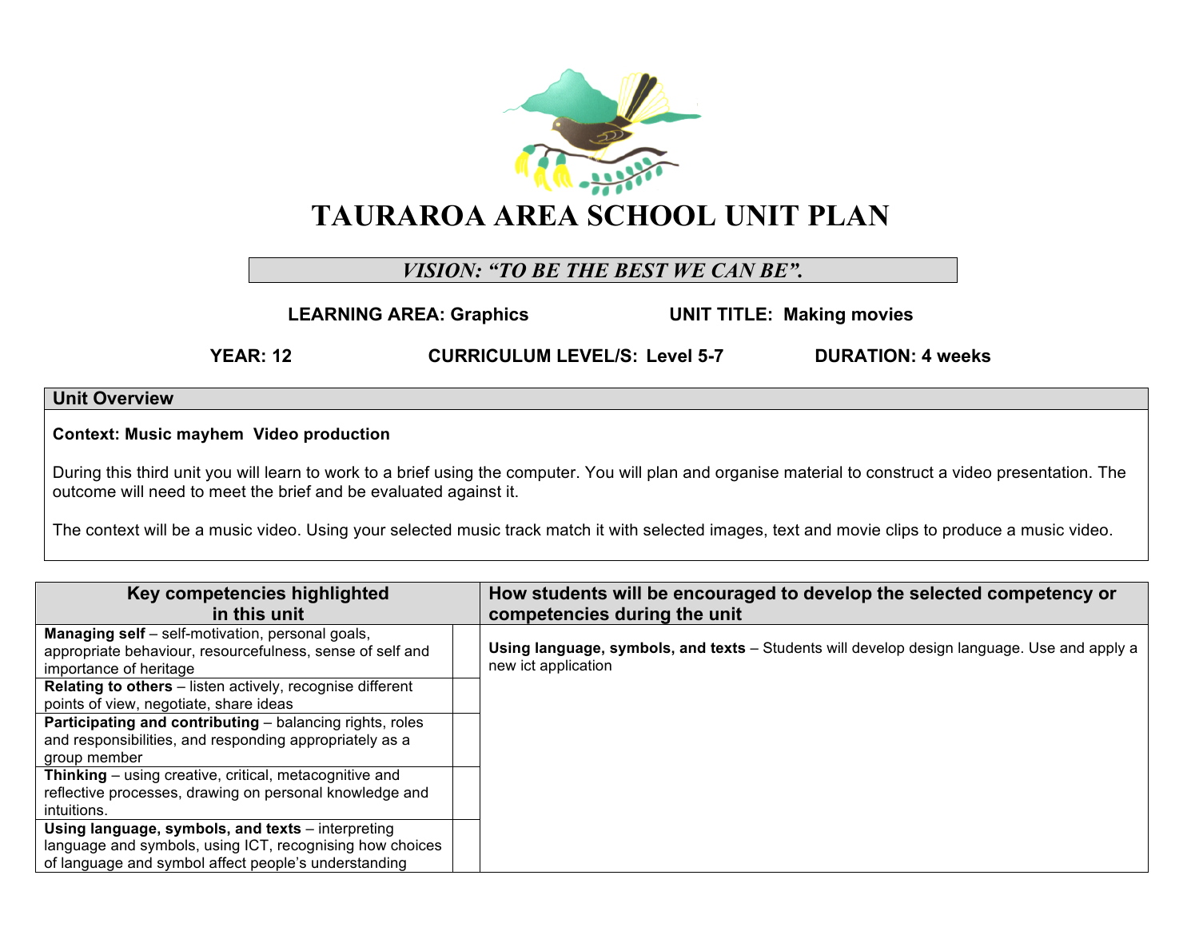# TAURAROA AREA SCHOOL UNIT PLAN

*VISION: "TO BE THE BEST WE CAN BE".*

**LEARNING AREA: Graphics** **UNIT TITLE: Making movies**

**YEAR: 12** **CURRICULUM LEVEL/S: Level 5-7** **DURATION: 4 weeks**

## Unit Overview

**Context: Music mayhem Video production**

During this third unit you will learn to work to a brief using the computer. You will plan and organise material to construct a video presentation. The outcome will need to meet the brief and be evaluated against it.

The context will be a music video. Using your selected music track match it with selected images, text and movie clips to produce a music video.

| Key competencies highlighted in this unit | | How students will be encouraged to develop the selected competency or competencies during the unit |
|---|---|---|
| **Managing self** – self-motivation, personal goals, appropriate behaviour, resourcefulness, sense of self and importance of heritage | | **Using language, symbols, and texts** – Students will develop design language. Use and apply a new ict application |
| **Relating to others** – listen actively, recognise different points of view, negotiate, share ideas | | |
| **Participating and contributing** – balancing rights, roles and responsibilities, and responding appropriately as a group member | | |
| **Thinking** – using creative, critical, metacognitive and reflective processes, drawing on personal knowledge and intuitions. | | |
| **Using language, symbols, and texts** – interpreting language and symbols, using ICT, recognising how choices of language and symbol affect people's understanding | | |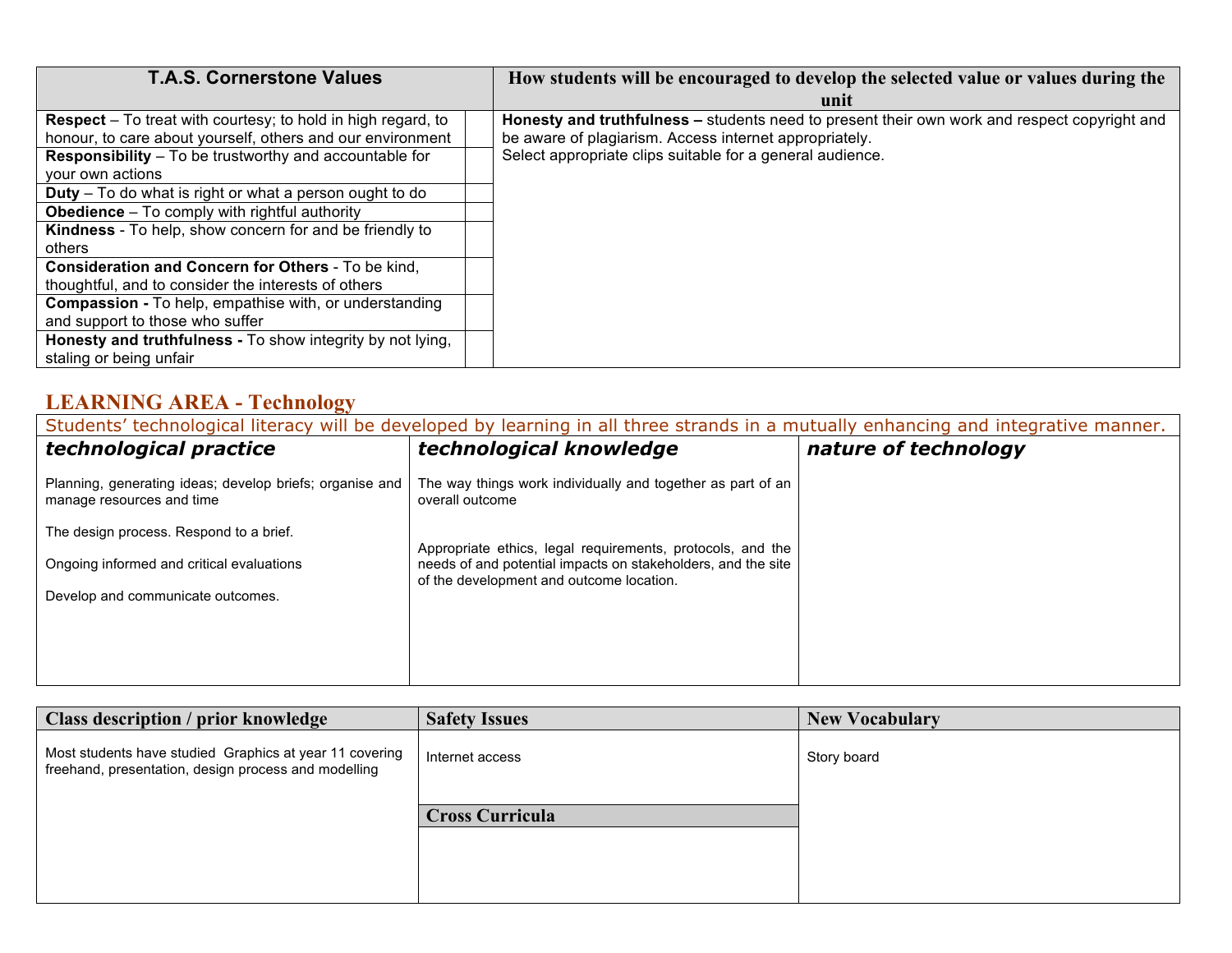| T.A.S. Cornerstone Values | | How students will be encouraged to develop the selected value or values during the unit |
| --- | --- | --- |
| **Respect** – To treat with courtesy; to hold in high regard, to honour, to care about yourself, others and our environment | | **Honesty and truthfulness –** students need to present their own work and respect copyright and be aware of plagiarism. Access internet appropriately.<br>Select appropriate clips suitable for a general audience. |
| **Responsibility** – To be trustworthy and accountable for your own actions | | |
| **Duty** – To do what is right or what a person ought to do | | |
| **Obedience** – To comply with rightful authority | | |
| **Kindness** - To help, show concern for and be friendly to others | | |
| **Consideration and Concern for Others** - To be kind, thoughtful, and to consider the interests of others | | |
| **Compassion -** To help, empathise with, or understanding and support to those who suffer | | |
| **Honesty and truthfulness -** To show integrity by not lying, staling or being unfair | | |

## LEARNING AREA - Technology

| Students' technological literacy will be developed by learning in all three strands in a mutually enhancing and integrative manner. | | |
| --- | --- | --- |
| ***technological practice*** | ***technological knowledge*** | ***nature of technology*** |
| Planning, generating ideas; develop briefs; organise and manage resources and time<br><br>The design process. Respond to a brief.<br><br>Ongoing informed and critical evaluations<br><br>Develop and communicate outcomes. | The way things work individually and together as part of an overall outcome<br><br>Appropriate ethics, legal requirements, protocols, and the needs of and potential impacts on stakeholders, and the site of the development and outcome location. | |

| Class description / prior knowledge | Safety Issues | New Vocabulary |
| --- | --- | --- |
| Most students have studied Graphics at year 11 covering freehand, presentation, design process and modelling | Internet access | Story board |
| | **Cross Curricula** | |
| | | |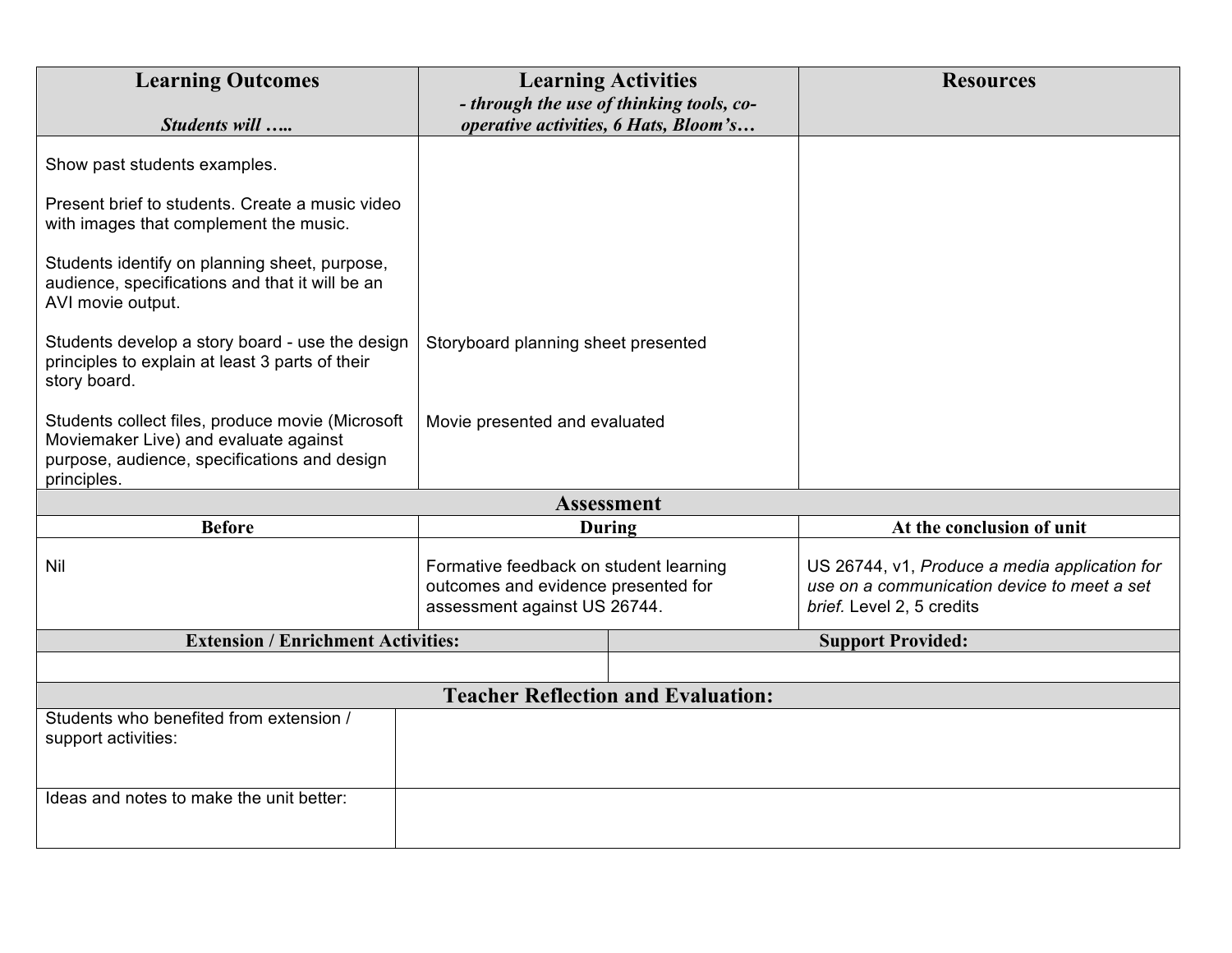| Learning Outcomes<br>*Students will …..* | Learning Activities<br>***- through the use of thinking tools, co-operative activities, 6 Hats, Bloom's…*** | Resources |
| --- | --- | --- |
| Show past students examples.<br><br>Present brief to students. Create a music video with images that complement the music.<br><br>Students identify on planning sheet, purpose, audience, specifications and that it will be an AVI movie output.<br><br>Students develop a story board - use the design principles to explain at least 3 parts of their story board.<br><br>Students collect files, produce movie (Microsoft Moviemaker Live) and evaluate against purpose, audience, specifications and design principles. | Storyboard planning sheet presented<br><br>Movie presented and evaluated | |

**Assessment**

| Before | During | At the conclusion of unit |
| --- | --- | --- |
| Nil | Formative feedback on student learning outcomes and evidence presented for assessment against US 26744. | US 26744, v1, *Produce a media application for use on a communication device to meet a set brief.* Level 2, 5 credits |

| Extension / Enrichment Activities: | Support Provided: |
| --- | --- |
| | |

**Teacher Reflection and Evaluation:**

| | |
| --- | --- |
| Students who benefited from extension / support activities: | |
| Ideas and notes to make the unit better: | |